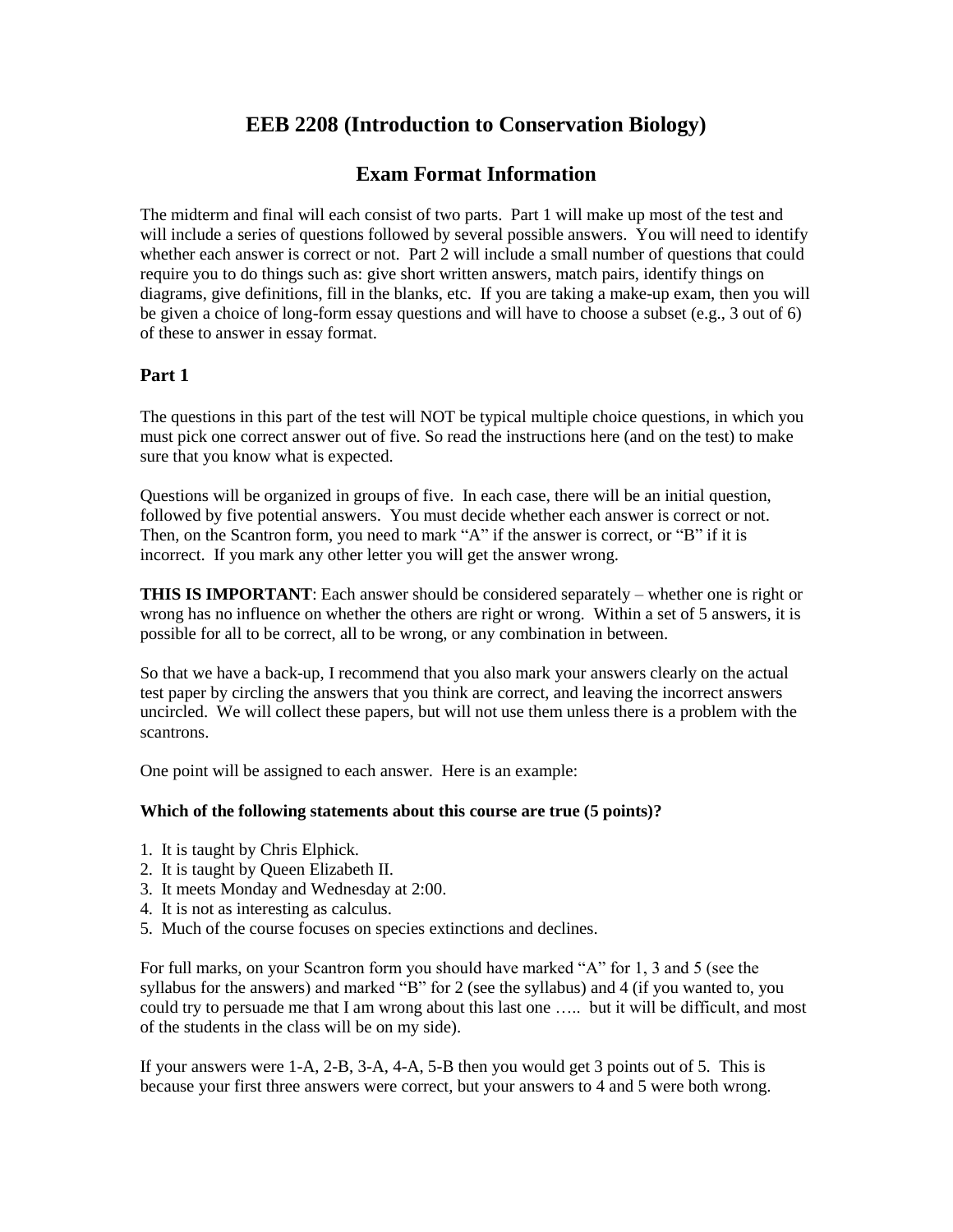# EEB 2208 (Introduction to Conservation Biology)

## Exam Format Information

The midterm and final will each consist of two parts. Part 1 will make up most of the test and will include a series of questions followed by several possible answers. You will need to identify whether each answer is correct or not. Part 2 will include a small number of questions that could require you to do things such as: give short written answers, match pairs, identify things on diagrams, give definitions, fill in the blanks, etc. If you are taking a make-up exam, then you will be given a choice of long-form essay questions and will have to choose a subset (e.g., 3 out of 6) of these to answer in essay format.

### Part 1

The questions in this part of the test will NOT be typical multiple choice questions, in which you must pick one correct answer out of five. So read the instructions here (and on the test) to make sure that you know what is expected.

Questions will be organized in groups of five. In each case, there will be an initial question, followed by five potential answers. You must decide whether each answer is correct or not. Then, on the Scantron form, you need to mark "A" if the answer is correct, or "B" if it is incorrect. If you mark any other letter you will get the answer wrong.

**THIS IS IMPORTANT**: Each answer should be considered separately – whether one is right or wrong has no influence on whether the others are right or wrong. Within a set of 5 answers, it is possible for all to be correct, all to be wrong, or any combination in between.

So that we have a back-up, I recommend that you also mark your answers clearly on the actual test paper by circling the answers that you think are correct, and leaving the incorrect answers uncircled. We will collect these papers, but will not use them unless there is a problem with the scantrons.

One point will be assigned to each answer. Here is an example:

**Which of the following statements about this course are true (5 points)?**

1. It is taught by Chris Elphick.
2. It is taught by Queen Elizabeth II.
3. It meets Monday and Wednesday at 2:00.
4. It is not as interesting as calculus.
5. Much of the course focuses on species extinctions and declines.

For full marks, on your Scantron form you should have marked "A" for 1, 3 and 5 (see the syllabus for the answers) and marked "B" for 2 (see the syllabus) and 4 (if you wanted to, you could try to persuade me that I am wrong about this last one ….. but it will be difficult, and most of the students in the class will be on my side).

If your answers were 1-A, 2-B, 3-A, 4-A, 5-B then you would get 3 points out of 5. This is because your first three answers were correct, but your answers to 4 and 5 were both wrong.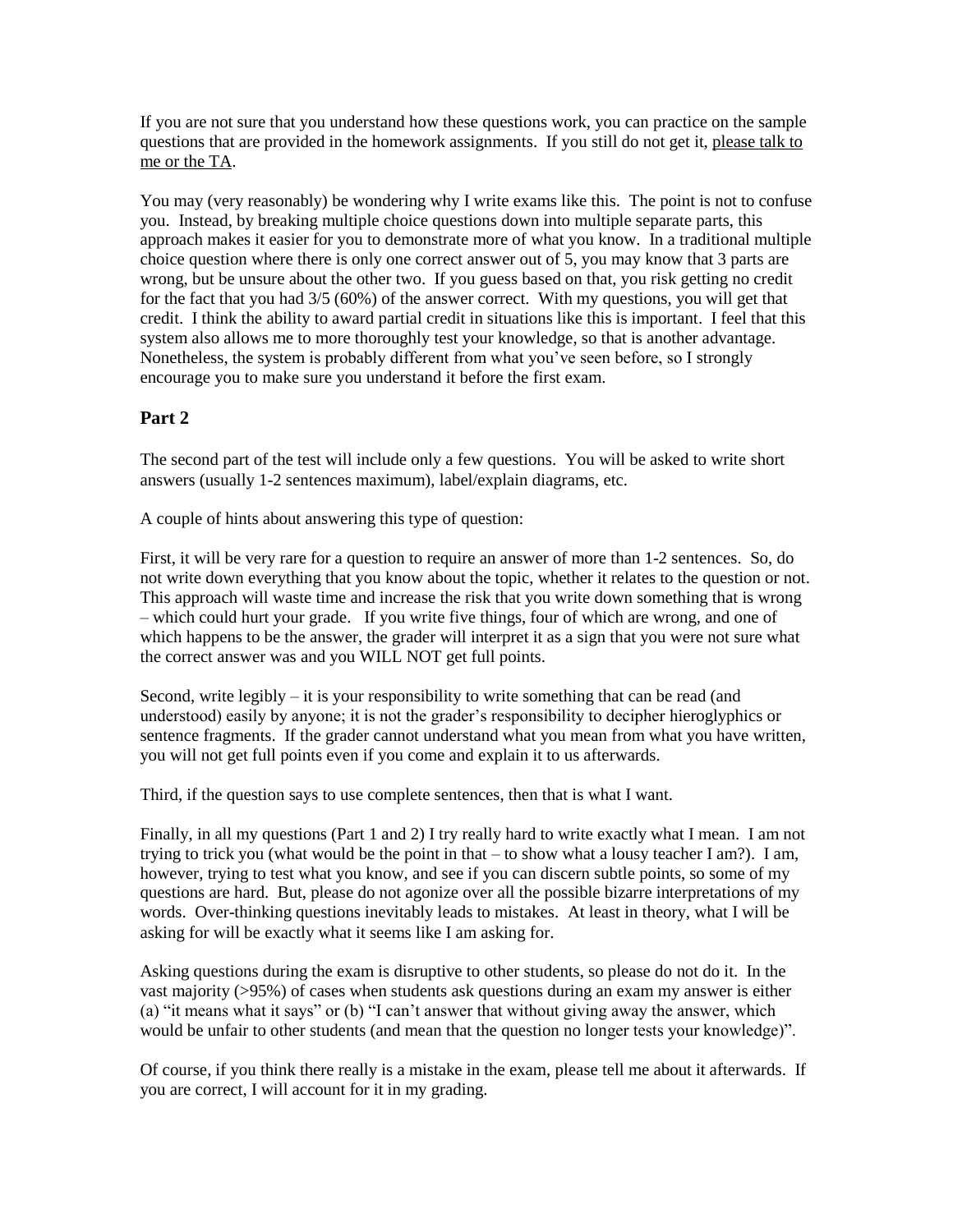If you are not sure that you understand how these questions work, you can practice on the sample questions that are provided in the homework assignments. If you still do not get it, please talk to me or the TA.

You may (very reasonably) be wondering why I write exams like this. The point is not to confuse you. Instead, by breaking multiple choice questions down into multiple separate parts, this approach makes it easier for you to demonstrate more of what you know. In a traditional multiple choice question where there is only one correct answer out of 5, you may know that 3 parts are wrong, but be unsure about the other two. If you guess based on that, you risk getting no credit for the fact that you had 3/5 (60%) of the answer correct. With my questions, you will get that credit. I think the ability to award partial credit in situations like this is important. I feel that this system also allows me to more thoroughly test your knowledge, so that is another advantage. Nonetheless, the system is probably different from what you've seen before, so I strongly encourage you to make sure you understand it before the first exam.

## Part 2

The second part of the test will include only a few questions. You will be asked to write short answers (usually 1-2 sentences maximum), label/explain diagrams, etc.

A couple of hints about answering this type of question:

First, it will be very rare for a question to require an answer of more than 1-2 sentences. So, do not write down everything that you know about the topic, whether it relates to the question or not. This approach will waste time and increase the risk that you write down something that is wrong – which could hurt your grade. If you write five things, four of which are wrong, and one of which happens to be the answer, the grader will interpret it as a sign that you were not sure what the correct answer was and you WILL NOT get full points.

Second, write legibly – it is your responsibility to write something that can be read (and understood) easily by anyone; it is not the grader's responsibility to decipher hieroglyphics or sentence fragments. If the grader cannot understand what you mean from what you have written, you will not get full points even if you come and explain it to us afterwards.

Third, if the question says to use complete sentences, then that is what I want.

Finally, in all my questions (Part 1 and 2) I try really hard to write exactly what I mean. I am not trying to trick you (what would be the point in that – to show what a lousy teacher I am?). I am, however, trying to test what you know, and see if you can discern subtle points, so some of my questions are hard. But, please do not agonize over all the possible bizarre interpretations of my words. Over-thinking questions inevitably leads to mistakes. At least in theory, what I will be asking for will be exactly what it seems like I am asking for.

Asking questions during the exam is disruptive to other students, so please do not do it. In the vast majority (>95%) of cases when students ask questions during an exam my answer is either (a) "it means what it says" or (b) "I can't answer that without giving away the answer, which would be unfair to other students (and mean that the question no longer tests your knowledge)".

Of course, if you think there really is a mistake in the exam, please tell me about it afterwards. If you are correct, I will account for it in my grading.